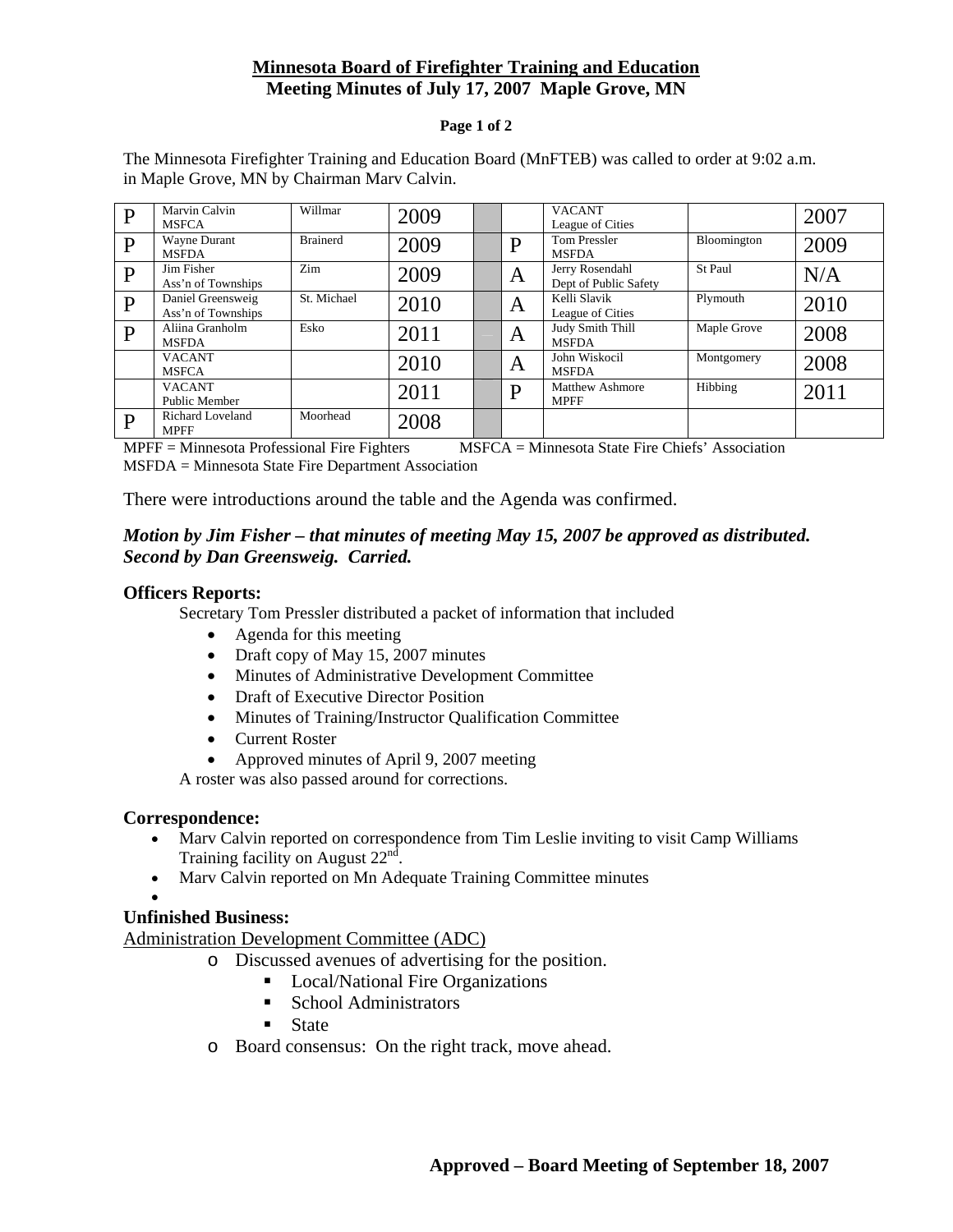# Minnesota Board of Firefighter Training and Education
## Meeting Minutes of July 17, 2007 Maple Grove, MN

The Minnesota Firefighter Training and Education Board (MnFTEB) was called to order at 9:02 a.m. in Maple Grove, MN by Chairman Marv Calvin.

| | | | | | | | | |
|---|---|---|---|---|---|---|---|---|
| P | Marvin Calvin MSFCA | Willmar | 2009 | | | VACANT League of Cities | | 2007 |
| P | Wayne Durant MSFDA | Brainerd | 2009 | | P | Tom Pressler MSFDA | Bloomington | 2009 |
| P | Jim Fisher Ass'n of Townships | Zim | 2009 | | A | Jerry Rosendahl Dept of Public Safety | St Paul | N/A |
| P | Daniel Greensweig Ass'n of Townships | St. Michael | 2010 | | A | Kelli Slavik League of Cities | Plymouth | 2010 |
| P | Aliina Granholm MSFDA | Esko | 2011 | | A | Judy Smith Thill MSFDA | Maple Grove | 2008 |
| | VACANT MSFCA | | 2010 | | A | John Wiskocil MSFDA | Montgomery | 2008 |
| | VACANT Public Member | | 2011 | | P | Matthew Ashmore MPFF | Hibbing | 2011 |
| P | Richard Loveland MPFF | Moorhead | 2008 | | | | | |

MPFF = Minnesota Professional Fire Fighters MSFCA = Minnesota State Fire Chiefs' Association
MSFDA = Minnesota State Fire Department Association

There were introductions around the table and the Agenda was confirmed.

***Motion by Jim Fisher – that minutes of meeting May 15, 2007 be approved as distributed. Second by Dan Greensweig. Carried.***

### Officers Reports:

Secretary Tom Pressler distributed a packet of information that included

- Agenda for this meeting
- Draft copy of May 15, 2007 minutes
- Minutes of Administrative Development Committee
- Draft of Executive Director Position
- Minutes of Training/Instructor Qualification Committee
- Current Roster
- Approved minutes of April 9, 2007 meeting

A roster was also passed around for corrections.

### Correspondence:

- Marv Calvin reported on correspondence from Tim Leslie inviting to visit Camp Williams Training facility on August 22nd.
- Marv Calvin reported on Mn Adequate Training Committee minutes
-

### Unfinished Business:

Administration Development Committee (ADC)

- Discussed avenues of advertising for the position.
  - Local/National Fire Organizations
  - School Administrators
  - State
- Board consensus: On the right track, move ahead.

**Approved – Board Meeting of September 18, 2007**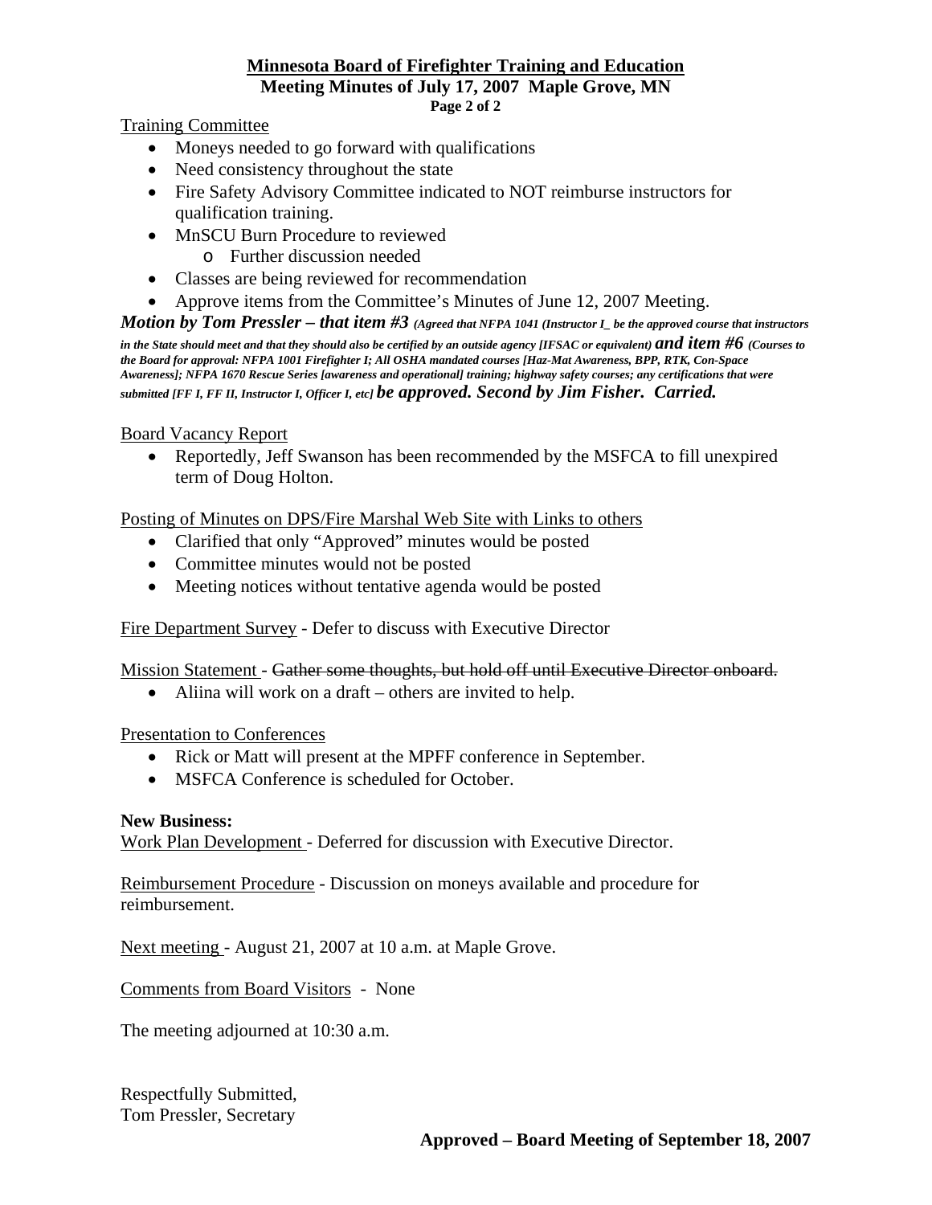**Minnesota Board of Firefighter Training and Education**
**Meeting Minutes of July 17, 2007 Maple Grove, MN**

Training Committee

- Moneys needed to go forward with qualifications
- Need consistency throughout the state
- Fire Safety Advisory Committee indicated to NOT reimburse instructors for qualification training.
- MnSCU Burn Procedure to reviewed
  - Further discussion needed
- Classes are being reviewed for recommendation
- Approve items from the Committee's Minutes of June 12, 2007 Meeting.

***Motion by Tom Pressler – that item #3** (Agreed that NFPA 1041 (Instructor I_ be the approved course that instructors in the State should meet and that they should also be certified by an outside agency [IFSAC or equivalent) **and item #6** (Courses to the Board for approval: NFPA 1001 Firefighter I; All OSHA mandated courses [Haz-Mat Awareness, BPP, RTK, Con-Space Awareness]; NFPA 1670 Rescue Series [awareness and operational] training; highway safety courses; any certifications that were submitted [FF I, FF II, Instructor I, Officer I, etc] **be approved. Second by Jim Fisher. Carried.***

Board Vacancy Report

- Reportedly, Jeff Swanson has been recommended by the MSFCA to fill unexpired term of Doug Holton.

Posting of Minutes on DPS/Fire Marshal Web Site with Links to others

- Clarified that only "Approved" minutes would be posted
- Committee minutes would not be posted
- Meeting notices without tentative agenda would be posted

Fire Department Survey - Defer to discuss with Executive Director

Mission Statement - ~~Gather some thoughts, but hold off until Executive Director onboard.~~

- Aliina will work on a draft – others are invited to help.

Presentation to Conferences

- Rick or Matt will present at the MPFF conference in September.
- MSFCA Conference is scheduled for October.

**New Business:**

Work Plan Development - Deferred for discussion with Executive Director.

Reimbursement Procedure - Discussion on moneys available and procedure for reimbursement.

Next meeting - August 21, 2007 at 10 a.m. at Maple Grove.

Comments from Board Visitors - None

The meeting adjourned at 10:30 a.m.

Respectfully Submitted,
Tom Pressler, Secretary

**Approved – Board Meeting of September 18, 2007**